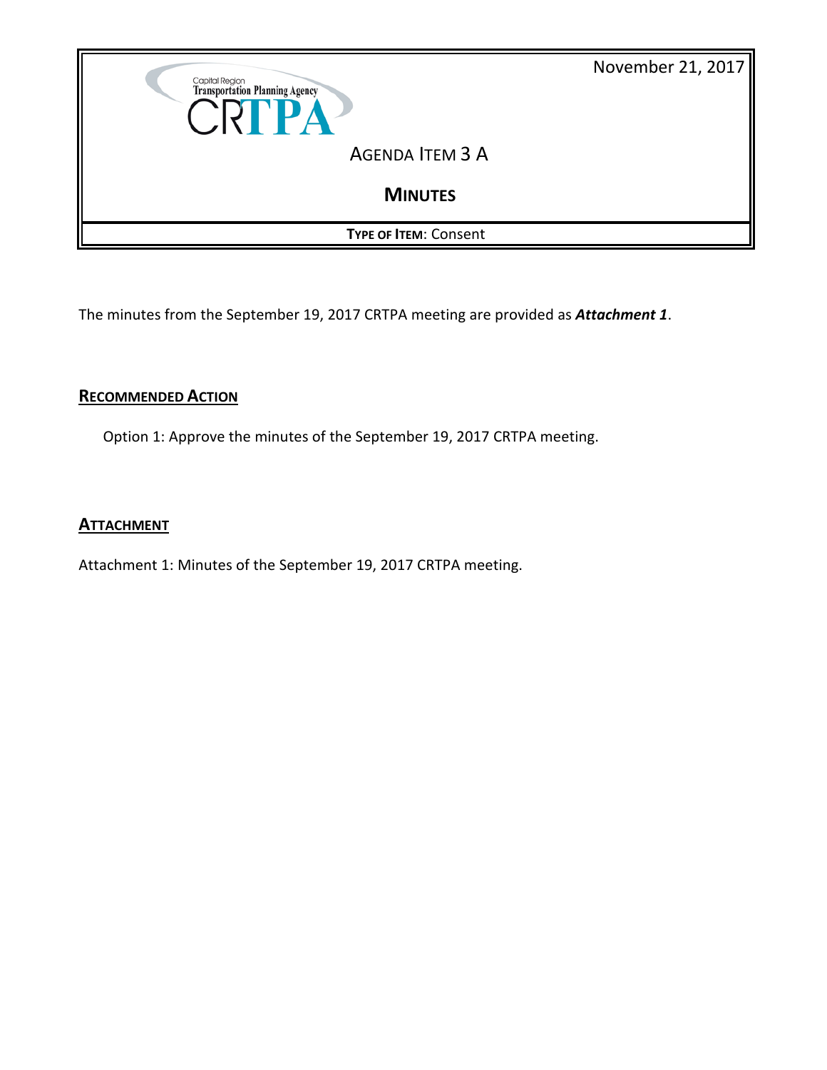Capital Region Transportation Planning Agency
CRTPA

November 21, 2017

# Agenda Item 3 A

## Minutes

**Type of Item**: Consent

The minutes from the September 19, 2017 CRTPA meeting are provided as ***Attachment 1***.

## Recommended Action

Option 1: Approve the minutes of the September 19, 2017 CRTPA meeting.

## Attachment

Attachment 1: Minutes of the September 19, 2017 CRTPA meeting.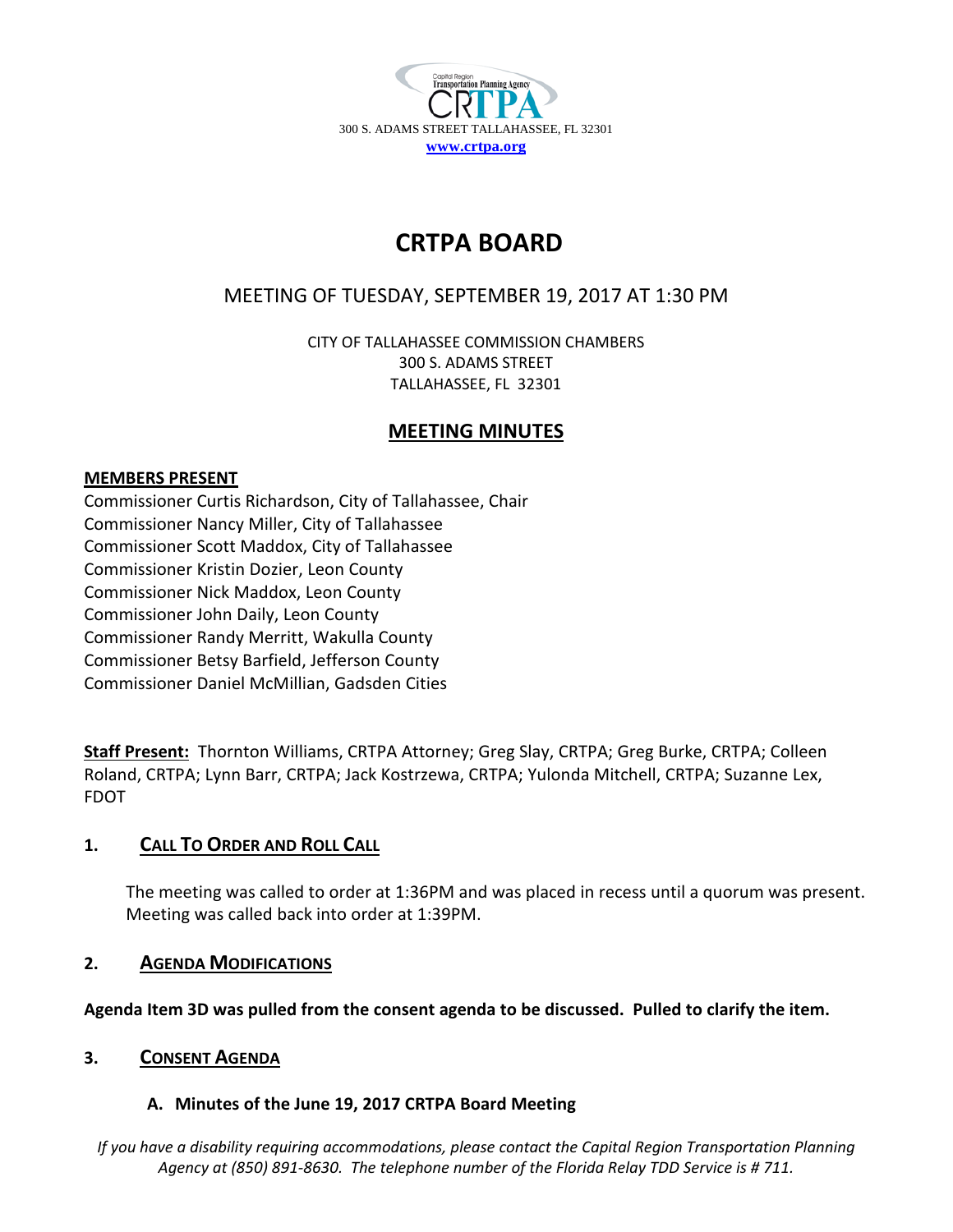Capital Region Transportation Planning Agency

CRTPA

300 S. ADAMS STREET TALLAHASSEE, FL 32301

www.crtpa.org

# CRTPA BOARD

## MEETING OF TUESDAY, SEPTEMBER 19, 2017 AT 1:30 PM

CITY OF TALLAHASSEE COMMISSION CHAMBERS
300 S. ADAMS STREET
TALLAHASSEE, FL 32301

## MEETING MINUTES

**MEMBERS PRESENT**

Commissioner Curtis Richardson, City of Tallahassee, Chair
Commissioner Nancy Miller, City of Tallahassee
Commissioner Scott Maddox, City of Tallahassee
Commissioner Kristin Dozier, Leon County
Commissioner Nick Maddox, Leon County
Commissioner John Daily, Leon County
Commissioner Randy Merritt, Wakulla County
Commissioner Betsy Barfield, Jefferson County
Commissioner Daniel McMillian, Gadsden Cities

**Staff Present:** Thornton Williams, CRTPA Attorney; Greg Slay, CRTPA; Greg Burke, CRTPA; Colleen Roland, CRTPA; Lynn Barr, CRTPA; Jack Kostrzewa, CRTPA; Yulonda Mitchell, CRTPA; Suzanne Lex, FDOT

### 1. CALL TO ORDER AND ROLL CALL

The meeting was called to order at 1:36PM and was placed in recess until a quorum was present. Meeting was called back into order at 1:39PM.

### 2. AGENDA MODIFICATIONS

**Agenda Item 3D was pulled from the consent agenda to be discussed. Pulled to clarify the item.**

### 3. CONSENT AGENDA

**A. Minutes of the June 19, 2017 CRTPA Board Meeting**

*If you have a disability requiring accommodations, please contact the Capital Region Transportation Planning Agency at (850) 891-8630. The telephone number of the Florida Relay TDD Service is # 711.*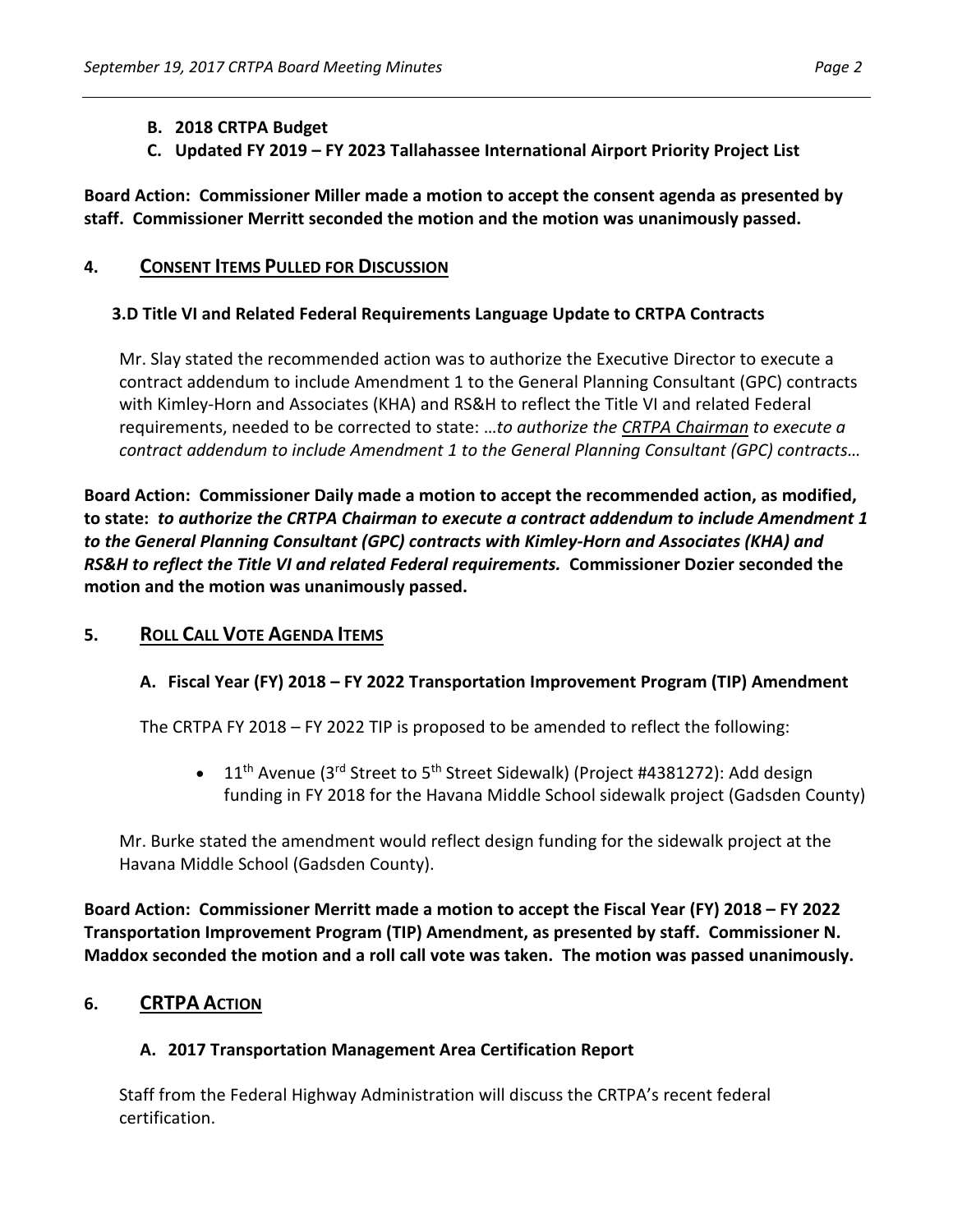**B. 2018 CRTPA Budget**

**C. Updated FY 2019 – FY 2023 Tallahassee International Airport Priority Project List**

**Board Action: Commissioner Miller made a motion to accept the consent agenda as presented by staff. Commissioner Merritt seconded the motion and the motion was unanimously passed.**

## 4. CONSENT ITEMS PULLED FOR DISCUSSION

### 3.D Title VI and Related Federal Requirements Language Update to CRTPA Contracts

Mr. Slay stated the recommended action was to authorize the Executive Director to execute a contract addendum to include Amendment 1 to the General Planning Consultant (GPC) contracts with Kimley-Horn and Associates (KHA) and RS&H to reflect the Title VI and related Federal requirements, needed to be corrected to state: *…to authorize the CRTPA Chairman to execute a contract addendum to include Amendment 1 to the General Planning Consultant (GPC) contracts…*

**Board Action: Commissioner Daily made a motion to accept the recommended action, as modified, to state: *to authorize the CRTPA Chairman to execute a contract addendum to include Amendment 1 to the General Planning Consultant (GPC) contracts with Kimley-Horn and Associates (KHA) and RS&H to reflect the Title VI and related Federal requirements.* Commissioner Dozier seconded the motion and the motion was unanimously passed.**

## 5. ROLL CALL VOTE AGENDA ITEMS

### A. Fiscal Year (FY) 2018 – FY 2022 Transportation Improvement Program (TIP) Amendment

The CRTPA FY 2018 – FY 2022 TIP is proposed to be amended to reflect the following:

- 11th Avenue (3rd Street to 5th Street Sidewalk) (Project #4381272): Add design funding in FY 2018 for the Havana Middle School sidewalk project (Gadsden County)

Mr. Burke stated the amendment would reflect design funding for the sidewalk project at the Havana Middle School (Gadsden County).

**Board Action: Commissioner Merritt made a motion to accept the Fiscal Year (FY) 2018 – FY 2022 Transportation Improvement Program (TIP) Amendment, as presented by staff. Commissioner N. Maddox seconded the motion and a roll call vote was taken. The motion was passed unanimously.**

## 6. CRTPA ACTION

### A. 2017 Transportation Management Area Certification Report

Staff from the Federal Highway Administration will discuss the CRTPA's recent federal certification.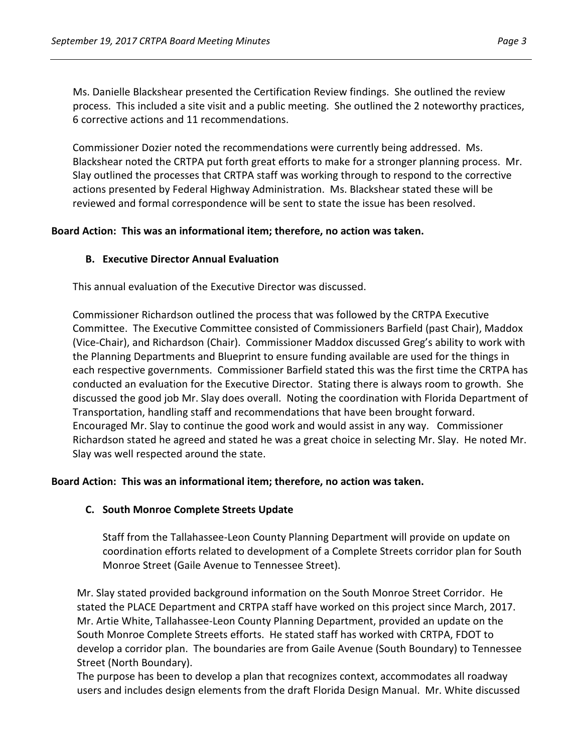Ms. Danielle Blackshear presented the Certification Review findings. She outlined the review process. This included a site visit and a public meeting. She outlined the 2 noteworthy practices, 6 corrective actions and 11 recommendations.

Commissioner Dozier noted the recommendations were currently being addressed. Ms. Blackshear noted the CRTPA put forth great efforts to make for a stronger planning process. Mr. Slay outlined the processes that CRTPA staff was working through to respond to the corrective actions presented by Federal Highway Administration. Ms. Blackshear stated these will be reviewed and formal correspondence will be sent to state the issue has been resolved.

**Board Action: This was an informational item; therefore, no action was taken.**

**B. Executive Director Annual Evaluation**

This annual evaluation of the Executive Director was discussed.

Commissioner Richardson outlined the process that was followed by the CRTPA Executive Committee. The Executive Committee consisted of Commissioners Barfield (past Chair), Maddox (Vice-Chair), and Richardson (Chair). Commissioner Maddox discussed Greg's ability to work with the Planning Departments and Blueprint to ensure funding available are used for the things in each respective governments. Commissioner Barfield stated this was the first time the CRTPA has conducted an evaluation for the Executive Director. Stating there is always room to growth. She discussed the good job Mr. Slay does overall. Noting the coordination with Florida Department of Transportation, handling staff and recommendations that have been brought forward. Encouraged Mr. Slay to continue the good work and would assist in any way. Commissioner Richardson stated he agreed and stated he was a great choice in selecting Mr. Slay. He noted Mr. Slay was well respected around the state.

**Board Action: This was an informational item; therefore, no action was taken.**

**C. South Monroe Complete Streets Update**

Staff from the Tallahassee-Leon County Planning Department will provide on update on coordination efforts related to development of a Complete Streets corridor plan for South Monroe Street (Gaile Avenue to Tennessee Street).

Mr. Slay stated provided background information on the South Monroe Street Corridor. He stated the PLACE Department and CRTPA staff have worked on this project since March, 2017. Mr. Artie White, Tallahassee-Leon County Planning Department, provided an update on the South Monroe Complete Streets efforts. He stated staff has worked with CRTPA, FDOT to develop a corridor plan. The boundaries are from Gaile Avenue (South Boundary) to Tennessee Street (North Boundary).
The purpose has been to develop a plan that recognizes context, accommodates all roadway users and includes design elements from the draft Florida Design Manual. Mr. White discussed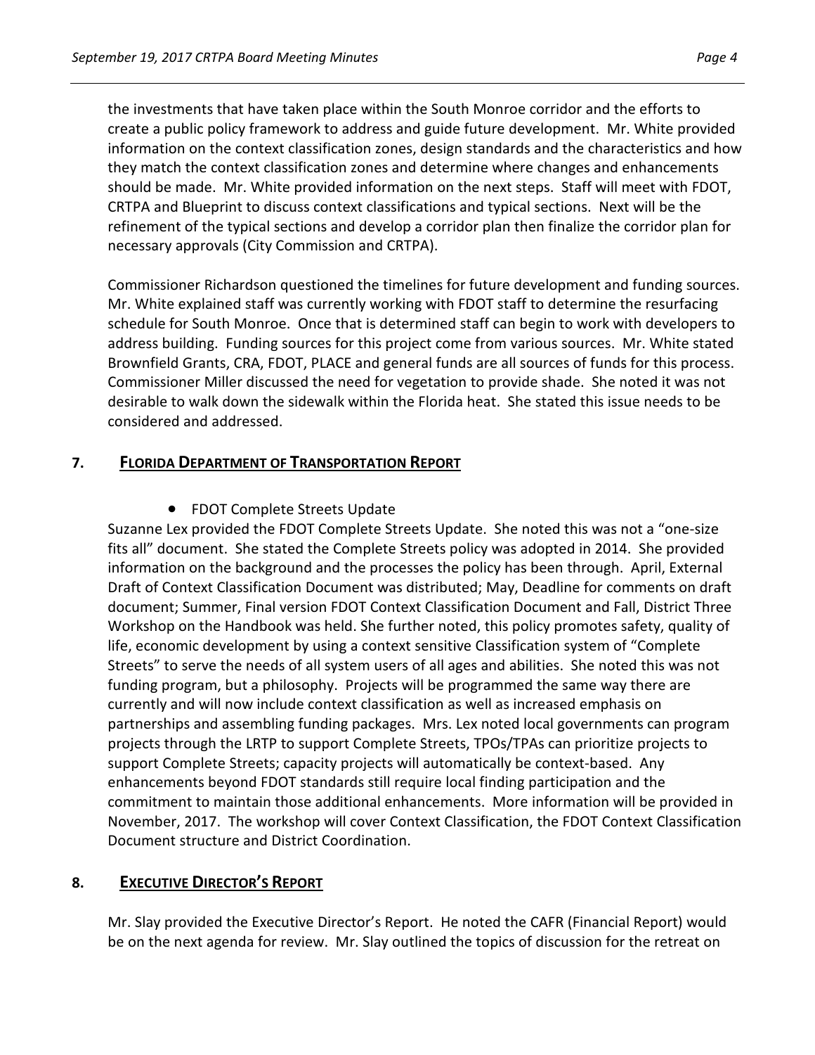the investments that have taken place within the South Monroe corridor and the efforts to create a public policy framework to address and guide future development. Mr. White provided information on the context classification zones, design standards and the characteristics and how they match the context classification zones and determine where changes and enhancements should be made. Mr. White provided information on the next steps. Staff will meet with FDOT, CRTPA and Blueprint to discuss context classifications and typical sections. Next will be the refinement of the typical sections and develop a corridor plan then finalize the corridor plan for necessary approvals (City Commission and CRTPA).

Commissioner Richardson questioned the timelines for future development and funding sources. Mr. White explained staff was currently working with FDOT staff to determine the resurfacing schedule for South Monroe. Once that is determined staff can begin to work with developers to address building. Funding sources for this project come from various sources. Mr. White stated Brownfield Grants, CRA, FDOT, PLACE and general funds are all sources of funds for this process. Commissioner Miller discussed the need for vegetation to provide shade. She noted it was not desirable to walk down the sidewalk within the Florida heat. She stated this issue needs to be considered and addressed.

## 7. FLORIDA DEPARTMENT OF TRANSPORTATION REPORT

- FDOT Complete Streets Update

Suzanne Lex provided the FDOT Complete Streets Update. She noted this was not a "one-size fits all" document. She stated the Complete Streets policy was adopted in 2014. She provided information on the background and the processes the policy has been through. April, External Draft of Context Classification Document was distributed; May, Deadline for comments on draft document; Summer, Final version FDOT Context Classification Document and Fall, District Three Workshop on the Handbook was held. She further noted, this policy promotes safety, quality of life, economic development by using a context sensitive Classification system of "Complete Streets" to serve the needs of all system users of all ages and abilities. She noted this was not funding program, but a philosophy. Projects will be programmed the same way there are currently and will now include context classification as well as increased emphasis on partnerships and assembling funding packages. Mrs. Lex noted local governments can program projects through the LRTP to support Complete Streets, TPOs/TPAs can prioritize projects to support Complete Streets; capacity projects will automatically be context-based. Any enhancements beyond FDOT standards still require local finding participation and the commitment to maintain those additional enhancements. More information will be provided in November, 2017. The workshop will cover Context Classification, the FDOT Context Classification Document structure and District Coordination.

## 8. EXECUTIVE DIRECTOR'S REPORT

Mr. Slay provided the Executive Director's Report. He noted the CAFR (Financial Report) would be on the next agenda for review. Mr. Slay outlined the topics of discussion for the retreat on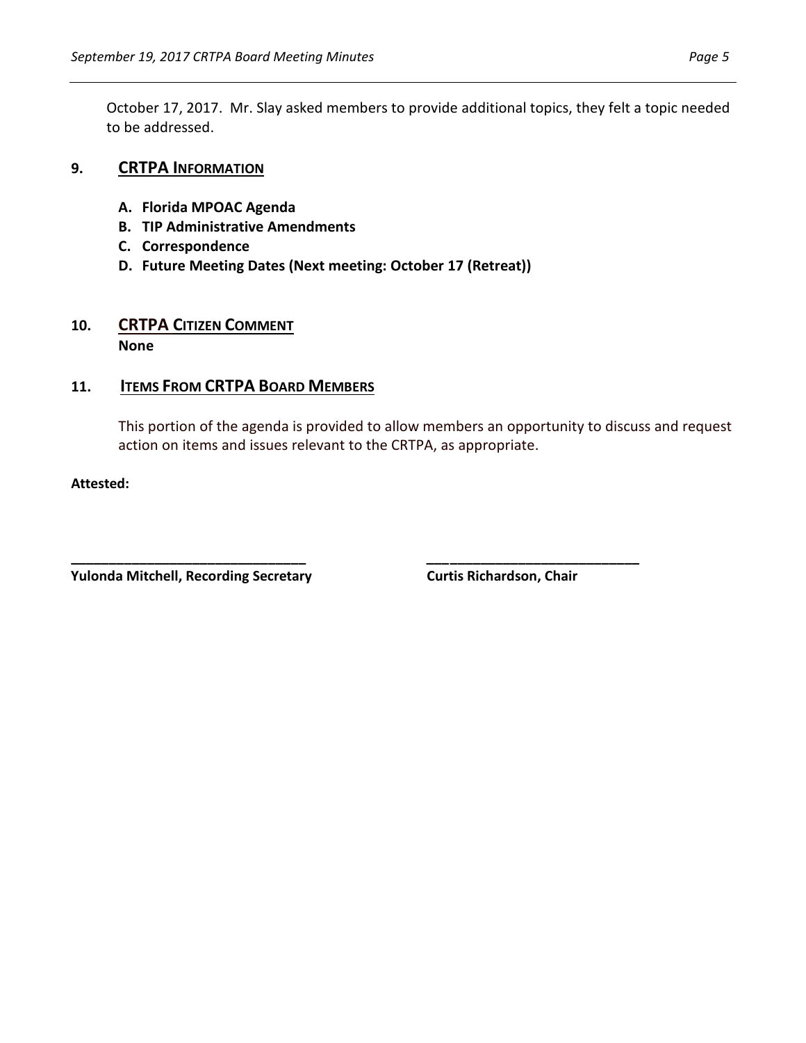October 17, 2017. Mr. Slay asked members to provide additional topics, they felt a topic needed to be addressed.

## 9. CRTPA INFORMATION

- **A. Florida MPOAC Agenda**
- **B. TIP Administrative Amendments**
- **C. Correspondence**
- **D. Future Meeting Dates (Next meeting: October 17 (Retreat))**

## 10. CRTPA CITIZEN COMMENT

**None**

## 11. ITEMS FROM CRTPA BOARD MEMBERS

This portion of the agenda is provided to allow members an opportunity to discuss and request action on items and issues relevant to the CRTPA, as appropriate.

**Attested:**

______________________________ ______________________________

**Yulonda Mitchell, Recording Secretary** **Curtis Richardson, Chair**